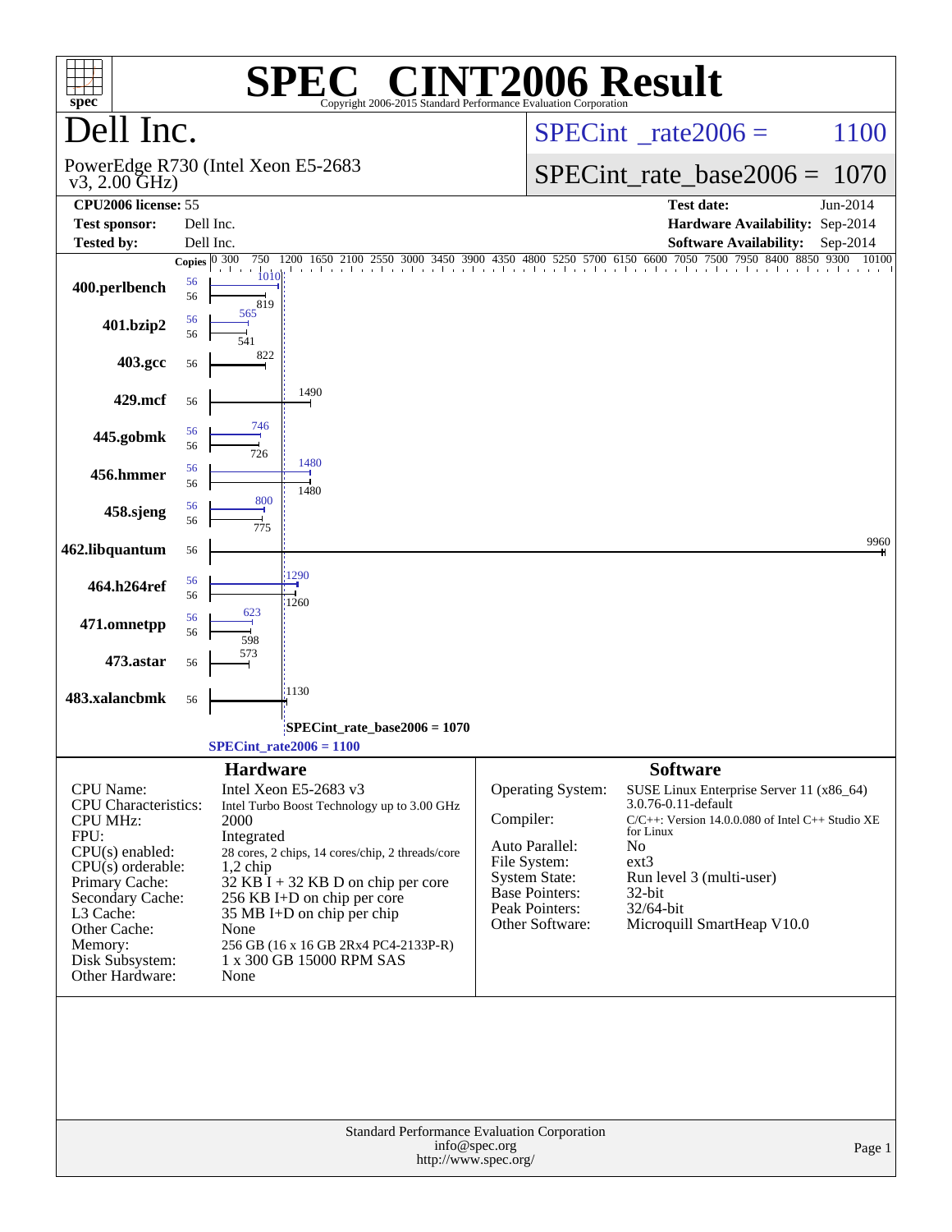# SPEC CINT2006 Result

Copyright 2006-2015 Standard Performance Evaluation Corporation

## Dell Inc.

PowerEdge R730 (Intel Xeon E5-2683 v3, 2.00 GHz)

SPECint_rate2006 = 1100

SPECint_rate_base2006 = 1070

| | | | |
|---|---|---|---|
| **CPU2006 license:** | 55 | **Test date:** | Jun-2014 |
| **Test sponsor:** | Dell Inc. | **Hardware Availability:** | Sep-2014 |
| **Tested by:** | Dell Inc. | **Software Availability:** | Sep-2014 |

| Benchmark | Copies (peak) | Copies (base) | Peak | Base |
|---|---|---|---|---|
| 400.perlbench | 56 | 56 | 1010 | 819 |
| 401.bzip2 | 56 | 56 | 565 | 541 |
| 403.gcc | | 56 | | 822 |
| 429.mcf | | 56 | | 1490 |
| 445.gobmk | 56 | 56 | 746 | 726 |
| 456.hmmer | 56 | 56 | 1480 | 1480 |
| 458.sjeng | 56 | 56 | 800 | 775 |
| 462.libquantum | | 56 | | 9960 |
| 464.h264ref | 56 | 56 | 1290 | 1260 |
| 471.omnetpp | 56 | 56 | 623 | 598 |
| 473.astar | | 56 | | 573 |
| 483.xalancbmk | | 56 | | 1130 |

SPECint_rate_base2006 = 1070

SPECint_rate2006 = 1100

### Hardware

| | |
|---|---|
| CPU Name: | Intel Xeon E5-2683 v3 |
| CPU Characteristics: | Intel Turbo Boost Technology up to 3.00 GHz |
| CPU MHz: | 2000 |
| FPU: | Integrated |
| CPU(s) enabled: | 28 cores, 2 chips, 14 cores/chip, 2 threads/core |
| CPU(s) orderable: | 1,2 chip |
| Primary Cache: | 32 KB I + 32 KB D on chip per core |
| Secondary Cache: | 256 KB I+D on chip per core |
| L3 Cache: | 35 MB I+D on chip per chip |
| Other Cache: | None |
| Memory: | 256 GB (16 x 16 GB 2Rx4 PC4-2133P-R) |
| Disk Subsystem: | 1 x 300 GB 15000 RPM SAS |
| Other Hardware: | None |

### Software

| | |
|---|---|
| Operating System: | SUSE Linux Enterprise Server 11 (x86_64) 3.0.76-0.11-default |
| Compiler: | C/C++: Version 14.0.0.080 of Intel C++ Studio XE for Linux |
| Auto Parallel: | No |
| File System: | ext3 |
| System State: | Run level 3 (multi-user) |
| Base Pointers: | 32-bit |
| Peak Pointers: | 32/64-bit |
| Other Software: | Microquill SmartHeap V10.0 |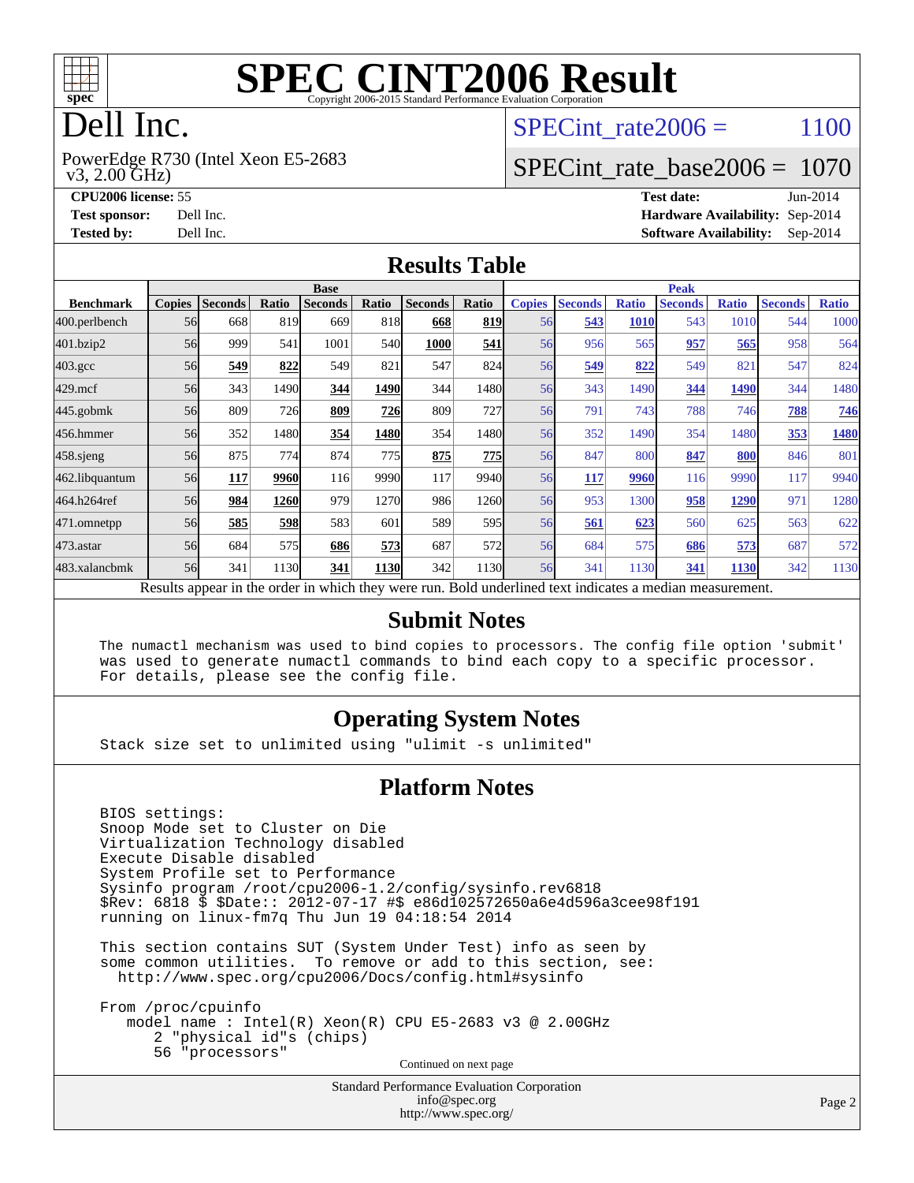# SPEC CINT2006 Result

Copyright 2006-2015 Standard Performance Evaluation Corporation

# Dell Inc.

PowerEdge R730 (Intel Xeon E5-2683 v3, 2.00 GHz)

SPECint_rate2006 = 1100

SPECint_rate_base2006 = 1070

**CPU2006 license:** 55
**Test sponsor:** Dell Inc.
**Tested by:** Dell Inc.

**Test date:** Jun-2014
**Hardware Availability:** Sep-2014
**Software Availability:** Sep-2014

## Results Table

| Benchmark | Base | | | | | | | Peak | | | | | | |
|---|---|---|---|---|---|---|---|---|---|---|---|---|---|---|
| | Copies | Seconds | Ratio | Seconds | Ratio | Seconds | Ratio | Copies | Seconds | Ratio | Seconds | Ratio | Seconds | Ratio |
| 400.perlbench | 56 | 668 | 819 | 669 | 818 | **668** | **819** | 56 | **543** | **1010** | 543 | 1010 | 544 | 1000 |
| 401.bzip2 | 56 | 999 | 541 | 1001 | 540 | **1000** | **541** | 56 | 956 | 565 | **957** | **565** | 958 | 564 |
| 403.gcc | 56 | **549** | **822** | 549 | 821 | 547 | 824 | 56 | **549** | **822** | 549 | 821 | 547 | 824 |
| 429.mcf | 56 | 343 | 1490 | **344** | **1490** | 344 | 1480 | 56 | 343 | 1490 | **344** | **1490** | 344 | 1480 |
| 445.gobmk | 56 | 809 | 726 | **809** | **726** | 809 | 727 | 56 | 791 | 743 | 788 | 746 | **788** | **746** |
| 456.hmmer | 56 | 352 | 1480 | **354** | **1480** | 354 | 1480 | 56 | 352 | 1490 | 354 | 1480 | **353** | **1480** |
| 458.sjeng | 56 | 875 | 774 | 874 | 775 | **875** | **775** | 56 | 847 | 800 | **847** | **800** | 846 | 801 |
| 462.libquantum | 56 | **117** | **9960** | 116 | 9990 | 117 | 9940 | 56 | **117** | **9960** | 116 | 9990 | 117 | 9940 |
| 464.h264ref | 56 | **984** | **1260** | 979 | 1270 | 986 | 1260 | 56 | 953 | 1300 | **958** | **1290** | 971 | 1280 |
| 471.omnetpp | 56 | **585** | **598** | 583 | 601 | 589 | 595 | 56 | **561** | **623** | 560 | 625 | 563 | 622 |
| 473.astar | 56 | 684 | 575 | **686** | **573** | 687 | 572 | 56 | 684 | 575 | **686** | **573** | 687 | 572 |
| 483.xalancbmk | 56 | 341 | 1130 | **341** | **1130** | 342 | 1130 | 56 | 341 | 1130 | **341** | **1130** | 342 | 1130 |

Results appear in the order in which they were run. Bold underlined text indicates a median measurement.

## Submit Notes

```
The numactl mechanism was used to bind copies to processors. The config file option 'submit'
was used to generate numactl commands to bind each copy to a specific processor.
For details, please see the config file.
```

## Operating System Notes

```
Stack size set to unlimited using "ulimit -s unlimited"
```

## Platform Notes

```
BIOS settings:
Snoop Mode set to Cluster on Die
Virtualization Technology disabled
Execute Disable disabled
System Profile set to Performance
Sysinfo program /root/cpu2006-1.2/config/sysinfo.rev6818
$Rev: 6818 $ $Date:: 2012-07-17 #$ e86d102572650a6e4d596a3cee98f191
running on linux-fm7q Thu Jun 19 04:18:54 2014

This section contains SUT (System Under Test) info as seen by
some common utilities.  To remove or add to this section, see:
  http://www.spec.org/cpu2006/Docs/config.html#sysinfo

From /proc/cpuinfo
   model name : Intel(R) Xeon(R) CPU E5-2683 v3 @ 2.00GHz
      2 "physical id"s (chips)
      56 "processors"
```

Continued on next page

Standard Performance Evaluation Corporation
info@spec.org
http://www.spec.org/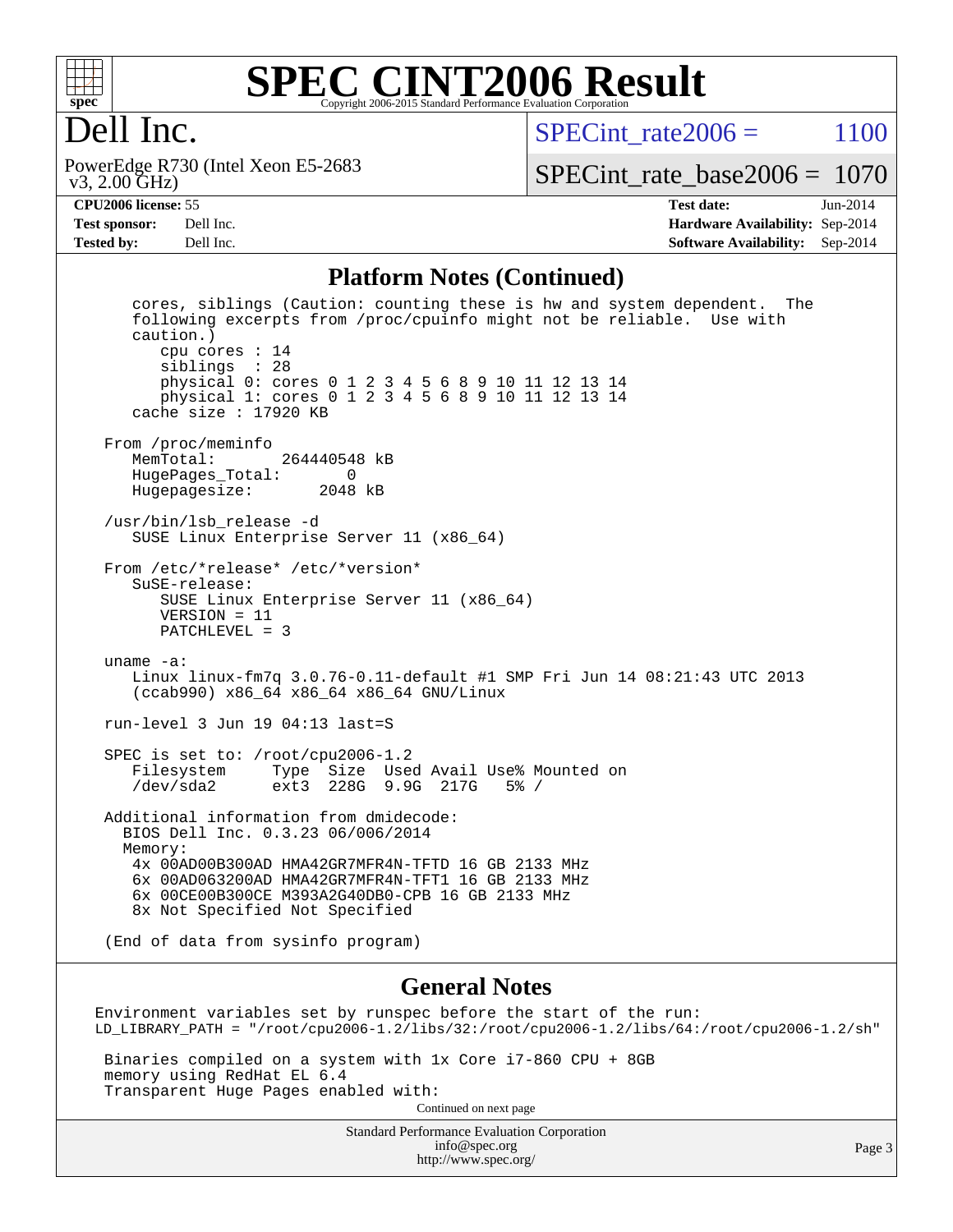# SPEC CINT2006 Result

Copyright 2006-2015 Standard Performance Evaluation Corporation

## Dell Inc.

PowerEdge R730 (Intel Xeon E5-2683 v3, 2.00 GHz)

SPECint_rate2006 = 1100

SPECint_rate_base2006 = 1070

**CPU2006 license:** 55
**Test sponsor:** Dell Inc.
**Tested by:** Dell Inc.

**Test date:** Jun-2014
**Hardware Availability:** Sep-2014
**Software Availability:** Sep-2014

## Platform Notes (Continued)

```
    cores, siblings (Caution: counting these is hw and system dependent.  The
    following excerpts from /proc/cpuinfo might not be reliable.  Use with
    caution.)
       cpu cores : 14
       siblings  : 28
       physical 0: cores 0 1 2 3 4 5 6 8 9 10 11 12 13 14
       physical 1: cores 0 1 2 3 4 5 6 8 9 10 11 12 13 14
    cache size : 17920 KB

 From /proc/meminfo
    MemTotal:       264440548 kB
    HugePages_Total:       0
    Hugepagesize:       2048 kB

 /usr/bin/lsb_release -d
    SUSE Linux Enterprise Server 11 (x86_64)

 From /etc/*release* /etc/*version*
    SuSE-release:
       SUSE Linux Enterprise Server 11 (x86_64)
       VERSION = 11
       PATCHLEVEL = 3

 uname -a:
    Linux linux-fm7q 3.0.76-0.11-default #1 SMP Fri Jun 14 08:21:43 UTC 2013
    (ccab990) x86_64 x86_64 x86_64 GNU/Linux

 run-level 3 Jun 19 04:13 last=S

 SPEC is set to: /root/cpu2006-1.2
    Filesystem     Type  Size  Used Avail Use% Mounted on
    /dev/sda2      ext3  228G  9.9G  217G   5% /

 Additional information from dmidecode:
   BIOS Dell Inc. 0.3.23 06/006/2014
   Memory:
    4x 00AD00B300AD HMA42GR7MFR4N-TFTD 16 GB 2133 MHz
    6x 00AD063200AD HMA42GR7MFR4N-TFT1 16 GB 2133 MHz
    6x 00CE00B300CE M393A2G40DB0-CPB 16 GB 2133 MHz
    8x Not Specified Not Specified

 (End of data from sysinfo program)
```

## General Notes

```
Environment variables set by runspec before the start of the run:
LD_LIBRARY_PATH = "/root/cpu2006-1.2/libs/32:/root/cpu2006-1.2/libs/64:/root/cpu2006-1.2/sh"

 Binaries compiled on a system with 1x Core i7-860 CPU + 8GB
 memory using RedHat EL 6.4
 Transparent Huge Pages enabled with:
```

Continued on next page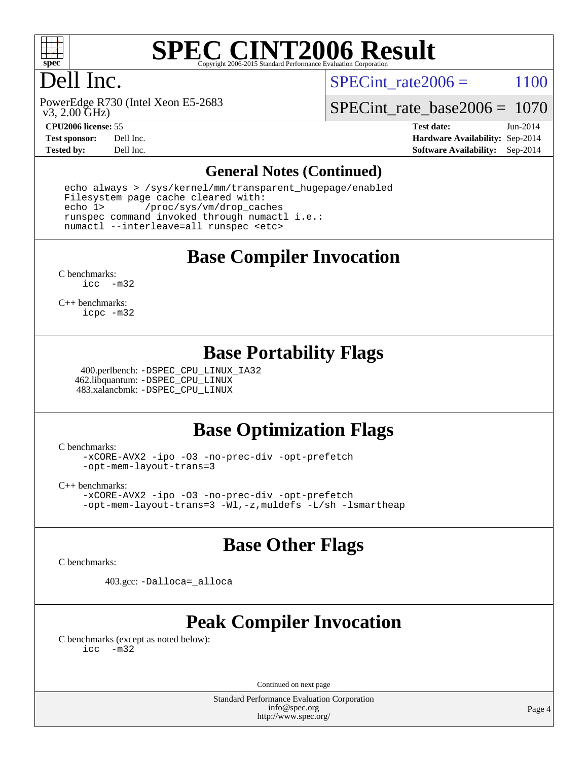# SPEC CINT2006 Result

Copyright 2006-2015 Standard Performance Evaluation Corporation

# Dell Inc.

PowerEdge R730 (Intel Xeon E5-2683 v3, 2.00 GHz)

SPECint_rate2006 = 1100

SPECint_rate_base2006 = 1070

| | | | |
|---|---|---|---|
| **CPU2006 license:** 55 | | **Test date:** | Jun-2014 |
| **Test sponsor:** | Dell Inc. | **Hardware Availability:** | Sep-2014 |
| **Tested by:** | Dell Inc. | **Software Availability:** | Sep-2014 |

## General Notes (Continued)

```
echo always > /sys/kernel/mm/transparent_hugepage/enabled
Filesystem page cache cleared with:
echo 1>       /proc/sys/vm/drop_caches
runspec command invoked through numactl i.e.:
numactl --interleave=all runspec <etc>
```

## Base Compiler Invocation

C benchmarks:
```
icc  -m32
```

C++ benchmarks:
```
icpc -m32
```

## Base Portability Flags

400.perlbench: -DSPEC_CPU_LINUX_IA32
462.libquantum: -DSPEC_CPU_LINUX
483.xalancbmk: -DSPEC_CPU_LINUX

## Base Optimization Flags

C benchmarks:
```
-xCORE-AVX2 -ipo -O3 -no-prec-div -opt-prefetch
-opt-mem-layout-trans=3
```

C++ benchmarks:
```
-xCORE-AVX2 -ipo -O3 -no-prec-div -opt-prefetch
-opt-mem-layout-trans=3 -Wl,-z,muldefs -L/sh -lsmartheap
```

## Base Other Flags

C benchmarks:

403.gcc: -Dalloca=_alloca

## Peak Compiler Invocation

C benchmarks (except as noted below):
```
icc  -m32
```

Continued on next page

Standard Performance Evaluation Corporation
info@spec.org
http://www.spec.org/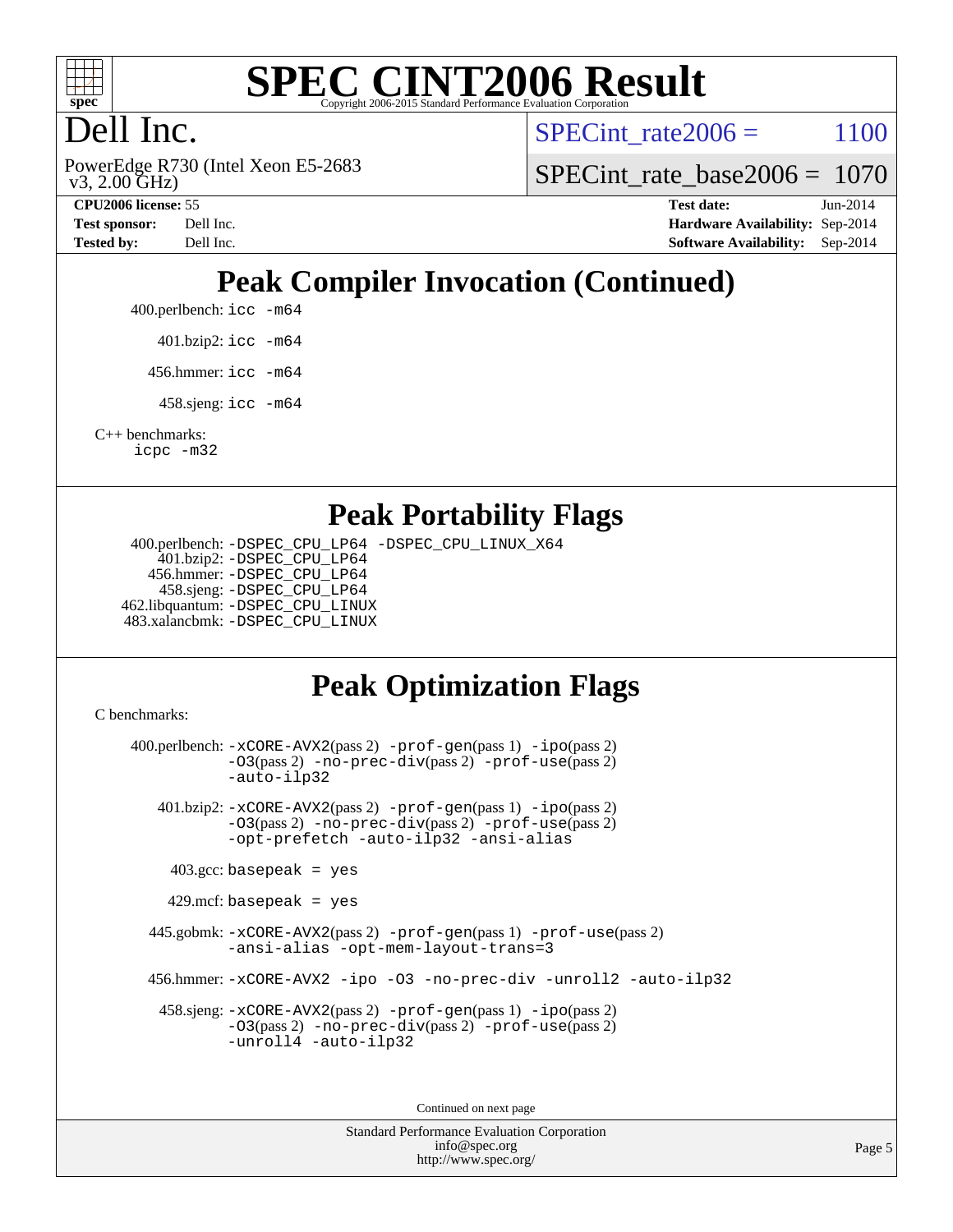# SPEC CINT2006 Result

Copyright 2006-2015 Standard Performance Evaluation Corporation

# Dell Inc.

PowerEdge R730 (Intel Xeon E5-2683 v3, 2.00 GHz)

SPECint_rate2006 = 1100

SPECint_rate_base2006 = 1070

**CPU2006 license:** 55
**Test sponsor:** Dell Inc.
**Tested by:** Dell Inc.

**Test date:** Jun-2014
**Hardware Availability:** Sep-2014
**Software Availability:** Sep-2014

## Peak Compiler Invocation (Continued)

400.perlbench: icc -m64

401.bzip2: icc -m64

456.hmmer: icc -m64

458.sjeng: icc -m64

C++ benchmarks:
icpc -m32

## Peak Portability Flags

400.perlbench: -DSPEC_CPU_LP64 -DSPEC_CPU_LINUX_X64
401.bzip2: -DSPEC_CPU_LP64
456.hmmer: -DSPEC_CPU_LP64
458.sjeng: -DSPEC_CPU_LP64
462.libquantum: -DSPEC_CPU_LINUX
483.xalancbmk: -DSPEC_CPU_LINUX

## Peak Optimization Flags

C benchmarks:

400.perlbench: -xCORE-AVX2(pass 2) -prof-gen(pass 1) -ipo(pass 2) -O3(pass 2) -no-prec-div(pass 2) -prof-use(pass 2) -auto-ilp32

401.bzip2: -xCORE-AVX2(pass 2) -prof-gen(pass 1) -ipo(pass 2) -O3(pass 2) -no-prec-div(pass 2) -prof-use(pass 2) -opt-prefetch -auto-ilp32 -ansi-alias

403.gcc: basepeak = yes

429.mcf: basepeak = yes

445.gobmk: -xCORE-AVX2(pass 2) -prof-gen(pass 1) -prof-use(pass 2) -ansi-alias -opt-mem-layout-trans=3

456.hmmer: -xCORE-AVX2 -ipo -O3 -no-prec-div -unroll2 -auto-ilp32

458.sjeng: -xCORE-AVX2(pass 2) -prof-gen(pass 1) -ipo(pass 2) -O3(pass 2) -no-prec-div(pass 2) -prof-use(pass 2) -unroll4 -auto-ilp32

Continued on next page

Standard Performance Evaluation Corporation
info@spec.org
http://www.spec.org/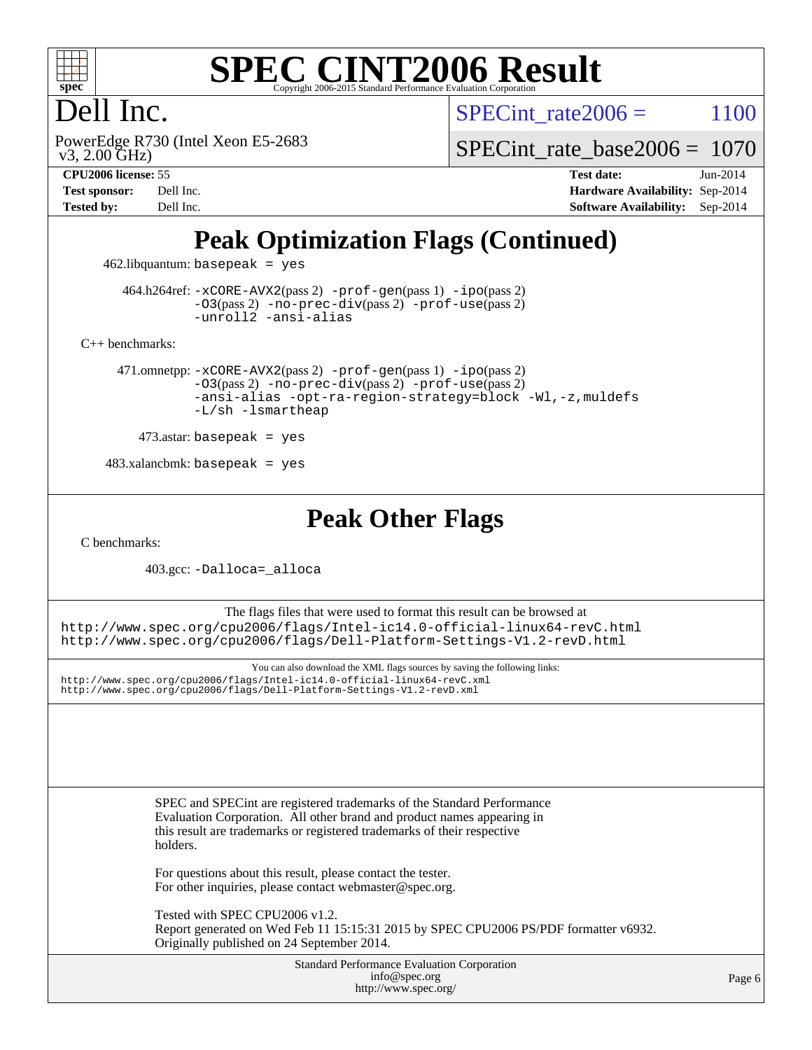# SPEC CINT2006 Result

Copyright 2006-2015 Standard Performance Evaluation Corporation

## Dell Inc.

PowerEdge R730 (Intel Xeon E5-2683 v3, 2.00 GHz)

SPECint_rate2006 = 1100

SPECint_rate_base2006 = 1070

| | | | |
|---|---|---|---|
| **CPU2006 license:** 55 | | **Test date:** | Jun-2014 |
| **Test sponsor:** | Dell Inc. | **Hardware Availability:** | Sep-2014 |
| **Tested by:** | Dell Inc. | **Software Availability:** | Sep-2014 |

## Peak Optimization Flags (Continued)

462.libquantum: basepeak = yes

464.h264ref: -xCORE-AVX2(pass 2) -prof-gen(pass 1) -ipo(pass 2) -O3(pass 2) -no-prec-div(pass 2) -prof-use(pass 2) -unroll2 -ansi-alias

C++ benchmarks:

471.omnetpp: -xCORE-AVX2(pass 2) -prof-gen(pass 1) -ipo(pass 2) -O3(pass 2) -no-prec-div(pass 2) -prof-use(pass 2) -ansi-alias -opt-ra-region-strategy=block -Wl,-z,muldefs -L/sh -lsmartheap

473.astar: basepeak = yes

483.xalancbmk: basepeak = yes

## Peak Other Flags

C benchmarks:

403.gcc: -Dalloca=_alloca

The flags files that were used to format this result can be browsed at
http://www.spec.org/cpu2006/flags/Intel-ic14.0-official-linux64-revC.html
http://www.spec.org/cpu2006/flags/Dell-Platform-Settings-V1.2-revD.html

You can also download the XML flags sources by saving the following links:
http://www.spec.org/cpu2006/flags/Intel-ic14.0-official-linux64-revC.xml
http://www.spec.org/cpu2006/flags/Dell-Platform-Settings-V1.2-revD.xml

SPEC and SPECint are registered trademarks of the Standard Performance Evaluation Corporation. All other brand and product names appearing in this result are trademarks or registered trademarks of their respective holders.

For questions about this result, please contact the tester.
For other inquiries, please contact webmaster@spec.org.

Tested with SPEC CPU2006 v1.2.
Report generated on Wed Feb 11 15:15:31 2015 by SPEC CPU2006 PS/PDF formatter v6932.
Originally published on 24 September 2014.

Standard Performance Evaluation Corporation
info@spec.org
http://www.spec.org/